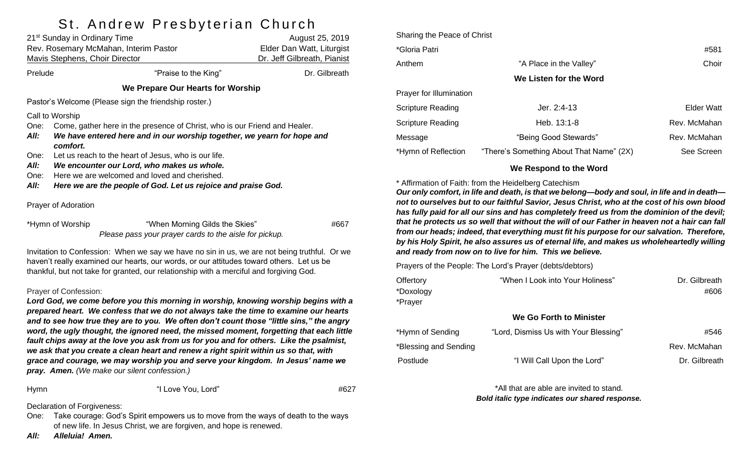# St. Andrew Presbyterian Church

| 21st Sunday in Ordinary Time | August 25, 2019 |
| --- | --- |
| Rev. Rosemary McMahan, Interim Pastor | Elder Dan Watt, Liturgist |
| Mavis Stephens, Choir Director | Dr. Jeff Gilbreath, Pianist |

Prelude — "Praise to the King" — Dr. Gilbreath

## We Prepare Our Hearts for Worship

Pastor's Welcome (Please sign the friendship roster.)

Call to Worship

One: Come, gather here in the presence of Christ, who is our Friend and Healer.
***All: We have entered here and in our worship together, we yearn for hope and comfort.***
One: Let us reach to the heart of Jesus, who is our life.
***All: We encounter our Lord, who makes us whole.***
One: Here we are welcomed and loved and cherished.
***All: Here we are the people of God. Let us rejoice and praise God.***

Prayer of Adoration

*Hymn of Worship — "When Morning Gilds the Skies" — #667
*Please pass your prayer cards to the aisle for pickup.*

Invitation to Confession: When we say we have no sin in us, we are not being truthful. Or we haven't really examined our hearts, our words, or our attitudes toward others. Let us be thankful, but not take for granted, our relationship with a merciful and forgiving God.

Prayer of Confession:
***Lord God, we come before you this morning in worship, knowing worship begins with a prepared heart. We confess that we do not always take the time to examine our hearts and to see how true they are to you. We often don't count those "little sins," the angry word, the ugly thought, the ignored need, the missed moment, forgetting that each little fault chips away at the love you ask from us for you and for others. Like the psalmist, we ask that you create a clean heart and renew a right spirit within us so that, with grace and courage, we may worship you and serve your kingdom. In Jesus' name we pray. Amen.*** *(We make our silent confession.)*

Hymn — "I Love You, Lord" — #627

Declaration of Forgiveness:
One: Take courage: God's Spirit empowers us to move from the ways of death to the ways of new life. In Jesus Christ, we are forgiven, and hope is renewed.
***All: Alleluia! Amen.***

Sharing the Peace of Christ

*Gloria Patri — #581

Anthem — "A Place in the Valley" — Choir

## We Listen for the Word

Prayer for Illumination

| Scripture Reading | Jer. 2:4-13 | Elder Watt |
| --- | --- | --- |
| Scripture Reading | Heb. 13:1-8 | Rev. McMahan |
| Message | "Being Good Stewards" | Rev. McMahan |
| *Hymn of Reflection | "There's Something About That Name" (2X) | See Screen |

## We Respond to the Word

* Affirmation of Faith: from the Heidelberg Catechism
***Our only comfort, in life and death, is that we belong—body and soul, in life and in death—not to ourselves but to our faithful Savior, Jesus Christ, who at the cost of his own blood has fully paid for all our sins and has completely freed us from the dominion of the devil; that he protects us so well that without the will of our Father in heaven not a hair can fall from our heads; indeed, that everything must fit his purpose for our salvation. Therefore, by his Holy Spirit, he also assures us of eternal life, and makes us wholeheartedly willing and ready from now on to live for him. This we believe.***

Prayers of the People: The Lord's Prayer (debts/debtors)

| Offertory | "When I Look into Your Holiness" | Dr. Gilbreath |
| --- | --- | --- |
| *Doxology | | #606 |
| *Prayer | | |

## We Go Forth to Minister

| *Hymn of Sending | "Lord, Dismiss Us with Your Blessing" | #546 |
| --- | --- | --- |
| *Blessing and Sending | | Rev. McMahan |
| Postlude | "I Will Call Upon the Lord" | Dr. Gilbreath |

*All that are able are invited to stand.
***Bold italic type indicates our shared response.***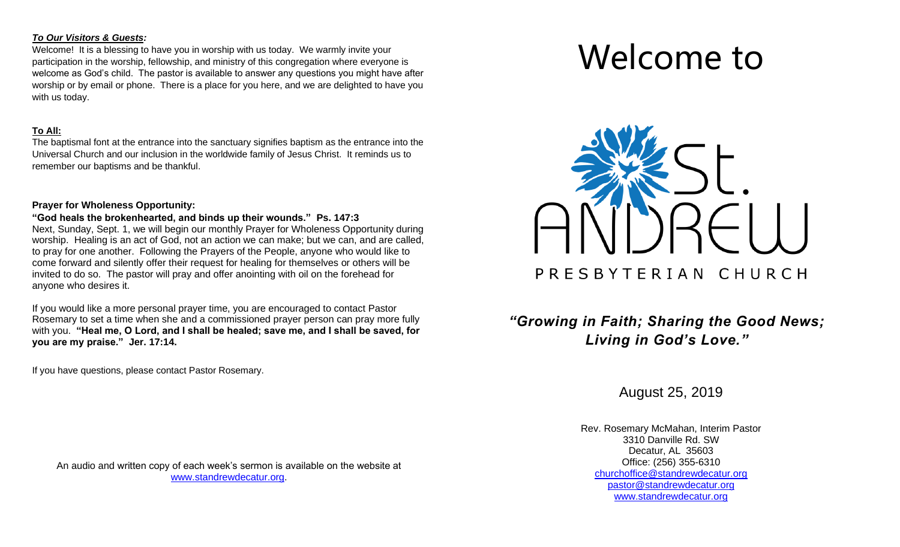***To Our Visitors & Guests:***

Welcome! It is a blessing to have you in worship with us today. We warmly invite your participation in the worship, fellowship, and ministry of this congregation where everyone is welcome as God's child. The pastor is available to answer any questions you might have after worship or by email or phone. There is a place for you here, and we are delighted to have you with us today.

**To All:**

The baptismal font at the entrance into the sanctuary signifies baptism as the entrance into the Universal Church and our inclusion in the worldwide family of Jesus Christ. It reminds us to remember our baptisms and be thankful.

**Prayer for Wholeness Opportunity:**

**"God heals the brokenhearted, and binds up their wounds." Ps. 147:3**

Next, Sunday, Sept. 1, we will begin our monthly Prayer for Wholeness Opportunity during worship. Healing is an act of God, not an action we can make; but we can, and are called, to pray for one another. Following the Prayers of the People, anyone who would like to come forward and silently offer their request for healing for themselves or others will be invited to do so. The pastor will pray and offer anointing with oil on the forehead for anyone who desires it.

If you would like a more personal prayer time, you are encouraged to contact Pastor Rosemary to set a time when she and a commissioned prayer person can pray more fully with you. **"Heal me, O Lord, and I shall be healed; save me, and I shall be saved, for you are my praise." Jer. 17:14.**

If you have questions, please contact Pastor Rosemary.

An audio and written copy of each week's sermon is available on the website at www.standrewdecatur.org.

# Welcome to

St. ANDREW
PRESBYTERIAN CHURCH

***"Growing in Faith; Sharing the Good News; Living in God's Love."***

August 25, 2019

Rev. Rosemary McMahan, Interim Pastor
3310 Danville Rd. SW
Decatur, AL 35603
Office: (256) 355-6310
churchoffice@standrewdecatur.org
pastor@standrewdecatur.org
www.standrewdecatur.org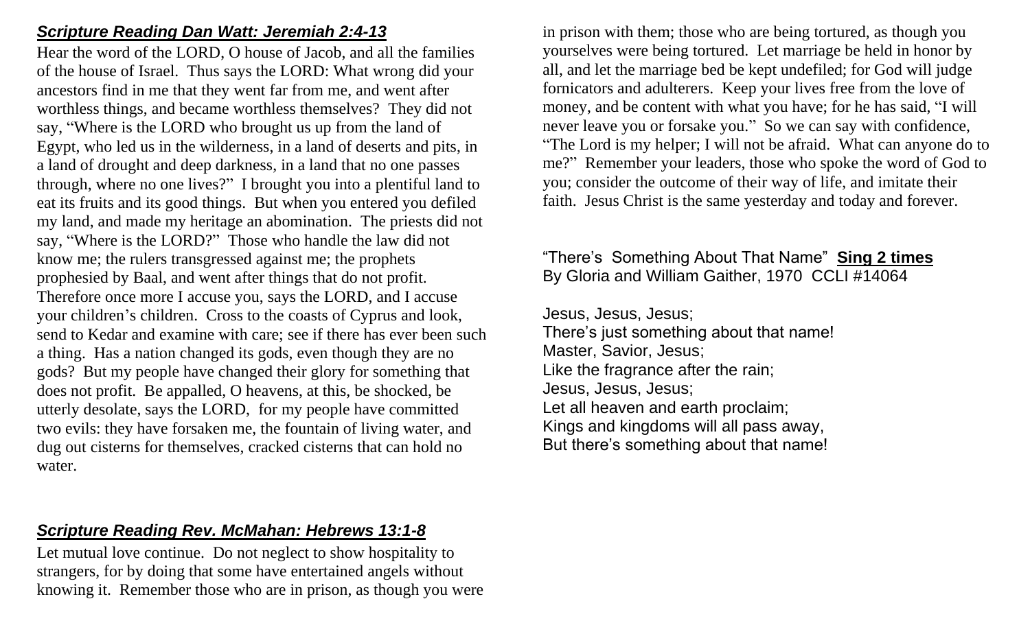***Scripture Reading Dan Watt: Jeremiah 2:4-13***

Hear the word of the LORD, O house of Jacob, and all the families of the house of Israel. Thus says the LORD: What wrong did your ancestors find in me that they went far from me, and went after worthless things, and became worthless themselves? They did not say, "Where is the LORD who brought us up from the land of Egypt, who led us in the wilderness, in a land of deserts and pits, in a land of drought and deep darkness, in a land that no one passes through, where no one lives?" I brought you into a plentiful land to eat its fruits and its good things. But when you entered you defiled my land, and made my heritage an abomination. The priests did not say, "Where is the LORD?" Those who handle the law did not know me; the rulers transgressed against me; the prophets prophesied by Baal, and went after things that do not profit. Therefore once more I accuse you, says the LORD, and I accuse your children's children. Cross to the coasts of Cyprus and look, send to Kedar and examine with care; see if there has ever been such a thing. Has a nation changed its gods, even though they are no gods? But my people have changed their glory for something that does not profit. Be appalled, O heavens, at this, be shocked, be utterly desolate, says the LORD, for my people have committed two evils: they have forsaken me, the fountain of living water, and dug out cisterns for themselves, cracked cisterns that can hold no water.

***Scripture Reading Rev. McMahan: Hebrews 13:1-8***

Let mutual love continue. Do not neglect to show hospitality to strangers, for by doing that some have entertained angels without knowing it. Remember those who are in prison, as though you were in prison with them; those who are being tortured, as though you yourselves were being tortured. Let marriage be held in honor by all, and let the marriage bed be kept undefiled; for God will judge fornicators and adulterers. Keep your lives free from the love of money, and be content with what you have; for he has said, "I will never leave you or forsake you." So we can say with confidence, "The Lord is my helper; I will not be afraid. What can anyone do to me?" Remember your leaders, those who spoke the word of God to you; consider the outcome of their way of life, and imitate their faith. Jesus Christ is the same yesterday and today and forever.

"There's Something About That Name" **Sing 2 times**
By Gloria and William Gaither, 1970 CCLI #14064

Jesus, Jesus, Jesus;
There's just something about that name!
Master, Savior, Jesus;
Like the fragrance after the rain;
Jesus, Jesus, Jesus;
Let all heaven and earth proclaim;
Kings and kingdoms will all pass away,
But there's something about that name!